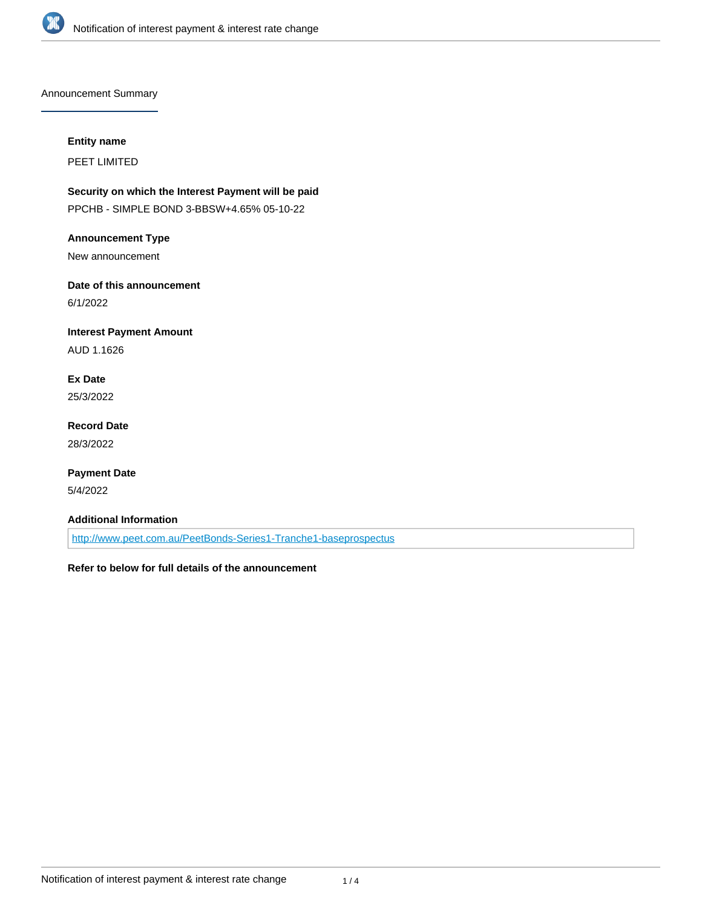Announcement Summary

**Entity name**

PEET LIMITED

**Security on which the Interest Payment will be paid**

PPCHB - SIMPLE BOND 3-BBSW+4.65% 05-10-22

**Announcement Type**

New announcement

**Date of this announcement**

6/1/2022

**Interest Payment Amount**

AUD 1.1626

**Ex Date**

25/3/2022

**Record Date**

28/3/2022

**Payment Date**

5/4/2022

**Additional Information**

http://www.peet.com.au/PeetBonds-Series1-Tranche1-baseprospectus

**Refer to below for full details of the announcement**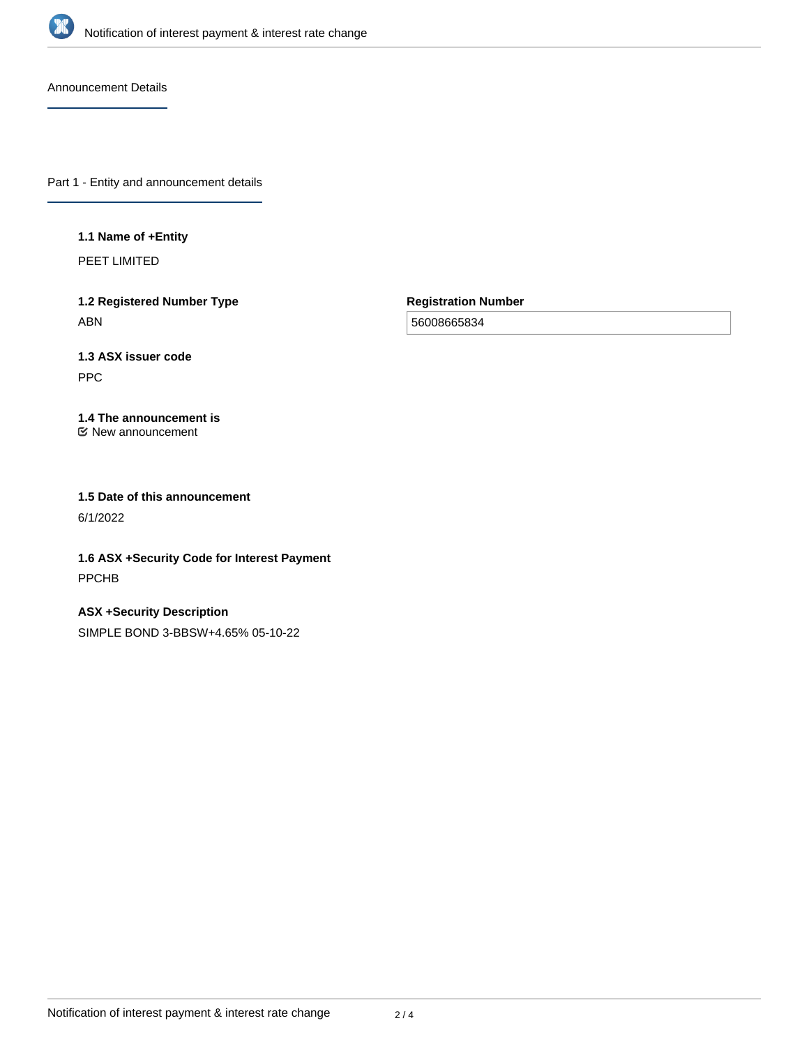## Announcement Details

### Part 1 - Entity and announcement details

**1.1 Name of +Entity**

PEET LIMITED

**1.2 Registered Number Type**

ABN

**Registration Number**

56008665834

**1.3 ASX issuer code**

PPC

**1.4 The announcement is**

New announcement

**1.5 Date of this announcement**

6/1/2022

**1.6 ASX +Security Code for Interest Payment**

PPCHB

**ASX +Security Description**

SIMPLE BOND 3-BBSW+4.65% 05-10-22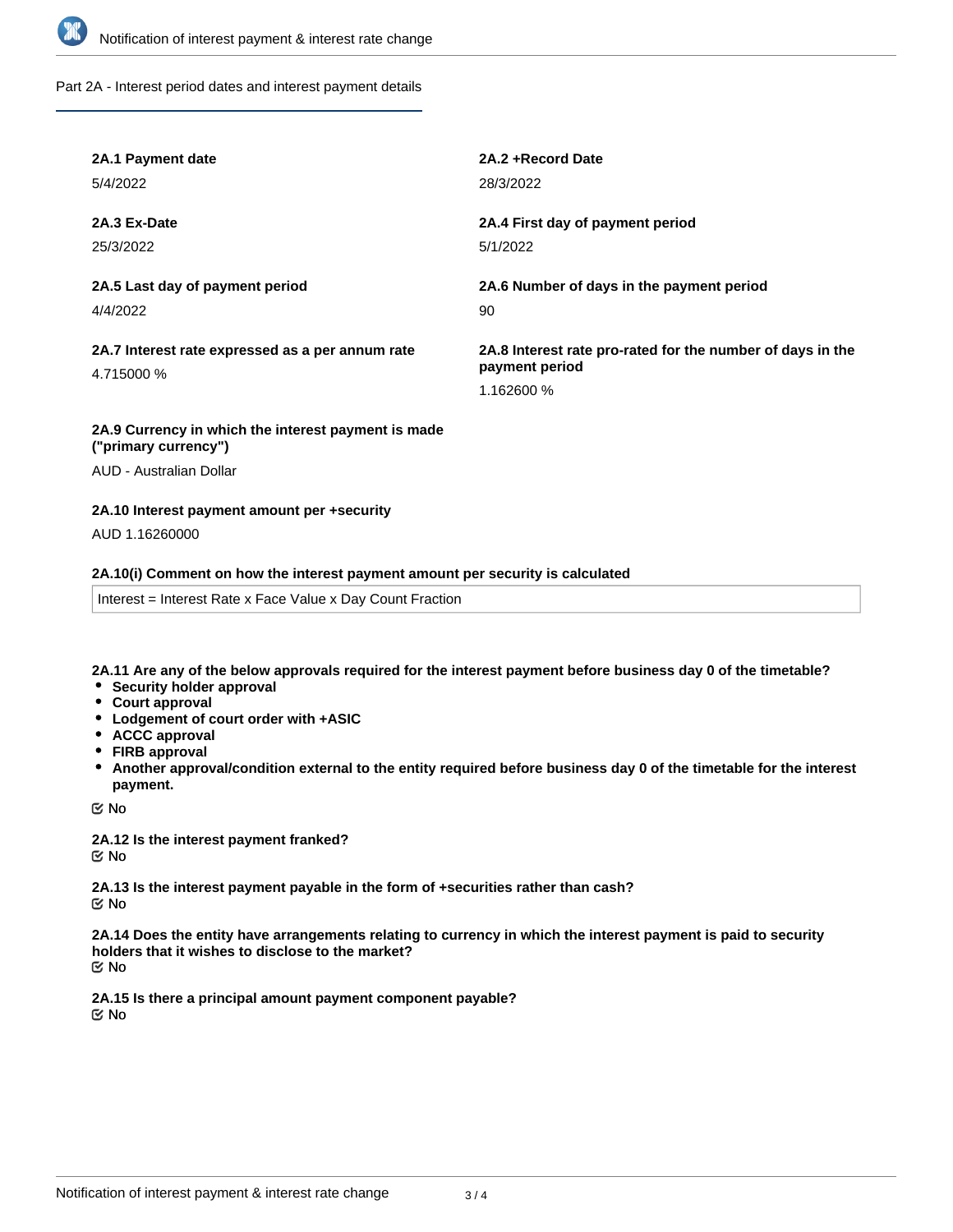## Part 2A - Interest period dates and interest payment details

**2A.1 Payment date**

5/4/2022

**2A.2 +Record Date**

28/3/2022

**2A.3 Ex-Date**

25/3/2022

**2A.4 First day of payment period**

5/1/2022

**2A.5 Last day of payment period**

4/4/2022

**2A.6 Number of days in the payment period**

90

**2A.7 Interest rate expressed as a per annum rate**

4.715000 %

**2A.8 Interest rate pro-rated for the number of days in the payment period**

1.162600 %

**2A.9 Currency in which the interest payment is made ("primary currency")**

AUD - Australian Dollar

**2A.10 Interest payment amount per +security**

AUD 1.16260000

**2A.10(i) Comment on how the interest payment amount per security is calculated**

Interest = Interest Rate x Face Value x Day Count Fraction

**2A.11 Are any of the below approvals required for the interest payment before business day 0 of the timetable?**

- **Security holder approval**
- **Court approval**
- **Lodgement of court order with +ASIC**
- **ACCC approval**
- **FIRB approval**
- **Another approval/condition external to the entity required before business day 0 of the timetable for the interest payment.**

No

**2A.12 Is the interest payment franked?**

No

**2A.13 Is the interest payment payable in the form of +securities rather than cash?**

No

**2A.14 Does the entity have arrangements relating to currency in which the interest payment is paid to security holders that it wishes to disclose to the market?**

No

**2A.15 Is there a principal amount payment component payable?**

No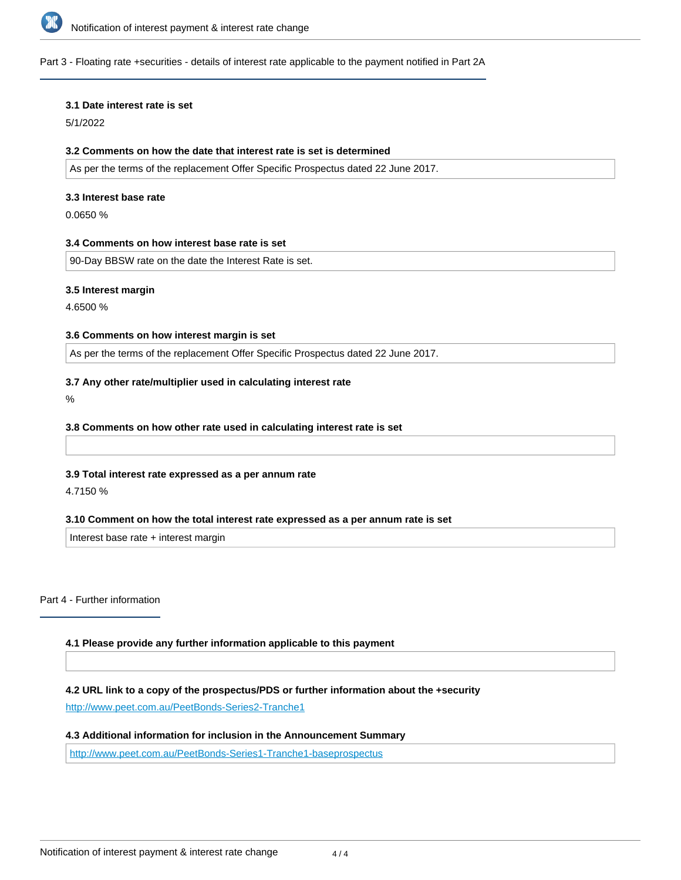## Part 3 - Floating rate +securities - details of interest rate applicable to the payment notified in Part 2A

**3.1 Date interest rate is set**

5/1/2022

**3.2 Comments on how the date that interest rate is set is determined**

As per the terms of the replacement Offer Specific Prospectus dated 22 June 2017.

**3.3 Interest base rate**

0.0650 %

**3.4 Comments on how interest base rate is set**

90-Day BBSW rate on the date the Interest Rate is set.

**3.5 Interest margin**

4.6500 %

**3.6 Comments on how interest margin is set**

As per the terms of the replacement Offer Specific Prospectus dated 22 June 2017.

**3.7 Any other rate/multiplier used in calculating interest rate**

%

**3.8 Comments on how other rate used in calculating interest rate is set**

**3.9 Total interest rate expressed as a per annum rate**

4.7150 %

**3.10 Comment on how the total interest rate expressed as a per annum rate is set**

Interest base rate + interest margin

## Part 4 - Further information

**4.1 Please provide any further information applicable to this payment**

**4.2 URL link to a copy of the prospectus/PDS or further information about the +security**

http://www.peet.com.au/PeetBonds-Series2-Tranche1

**4.3 Additional information for inclusion in the Announcement Summary**

http://www.peet.com.au/PeetBonds-Series1-Tranche1-baseprospectus